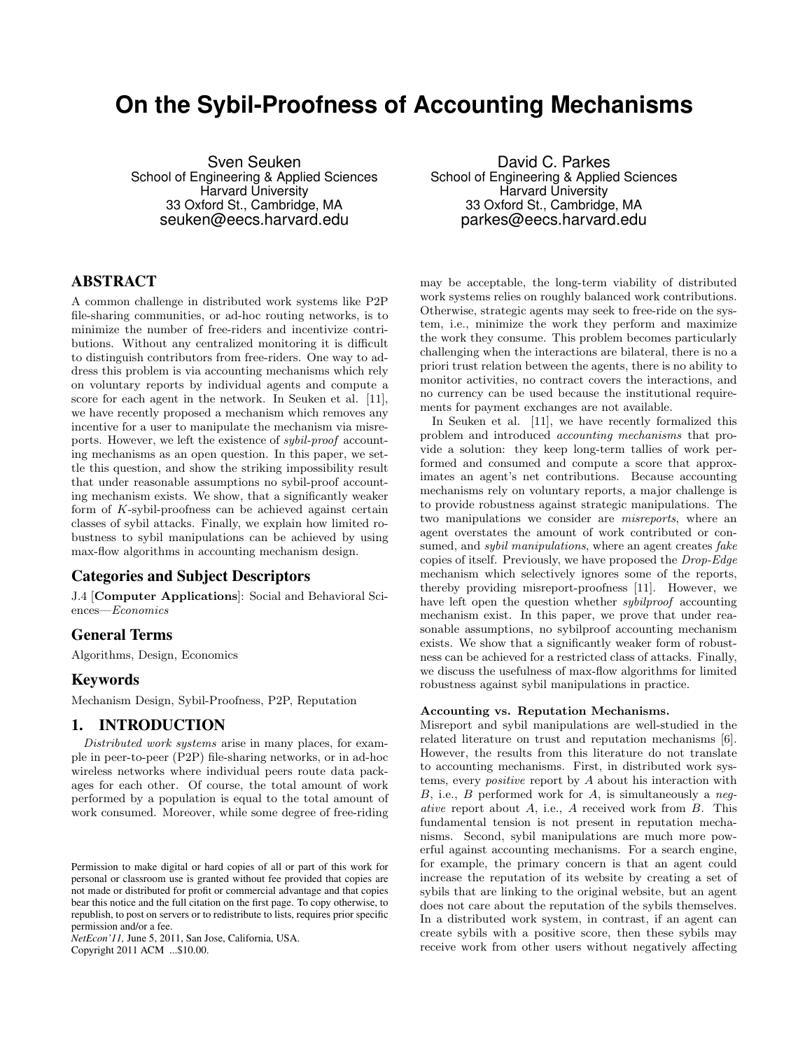# On the Sybil-Proofness of Accounting Mechanisms

Sven Seuken
School of Engineering & Applied Sciences
Harvard University
33 Oxford St., Cambridge, MA
seuken@eecs.harvard.edu

David C. Parkes
School of Engineering & Applied Sciences
Harvard University
33 Oxford St., Cambridge, MA
parkes@eecs.harvard.edu

## ABSTRACT

A common challenge in distributed work systems like P2P file-sharing communities, or ad-hoc routing networks, is to minimize the number of free-riders and incentivize contributions. Without any centralized monitoring it is difficult to distinguish contributors from free-riders. One way to address this problem is via accounting mechanisms which rely on voluntary reports by individual agents and compute a score for each agent in the network. In Seuken et al. [11], we have recently proposed a mechanism which removes any incentive for a user to manipulate the mechanism via misreports. However, we left the existence of *sybil-proof* accounting mechanisms as an open question. In this paper, we settle this question, and show the striking impossibility result that under reasonable assumptions no sybil-proof accounting mechanism exists. We show, that a significantly weaker form of $K$-sybil-proofness can be achieved against certain classes of sybil attacks. Finally, we explain how limited robustness to sybil manipulations can be achieved by using max-flow algorithms in accounting mechanism design.

### Categories and Subject Descriptors

J.4 [**Computer Applications**]: Social and Behavioral Sciences—*Economics*

### General Terms

Algorithms, Design, Economics

### Keywords

Mechanism Design, Sybil-Proofness, P2P, Reputation

## 1. INTRODUCTION

*Distributed work systems* arise in many places, for example in peer-to-peer (P2P) file-sharing networks, or in ad-hoc wireless networks where individual peers route data packages for each other. Of course, the total amount of work performed by a population is equal to the total amount of work consumed. Moreover, while some degree of free-riding may be acceptable, the long-term viability of distributed work systems relies on roughly balanced work contributions. Otherwise, strategic agents may seek to free-ride on the system, i.e., minimize the work they perform and maximize the work they consume. This problem becomes particularly challenging when the interactions are bilateral, there is no a priori trust relation between the agents, there is no ability to monitor activities, no contract covers the interactions, and no currency can be used because the institutional requirements for payment exchanges are not available.

In Seuken et al. [11], we have recently formalized this problem and introduced *accounting mechanisms* that provide a solution: they keep long-term tallies of work performed and consumed and compute a score that approximates an agent's net contributions. Because accounting mechanisms rely on voluntary reports, a major challenge is to provide robustness against strategic manipulations. The two manipulations we consider are *misreports*, where an agent overstates the amount of work contributed or consumed, and *sybil manipulations*, where an agent creates *fake* copies of itself. Previously, we have proposed the *Drop-Edge* mechanism which selectively ignores some of the reports, thereby providing misreport-proofness [11]. However, we have left open the question whether *sybilproof* accounting mechanism exist. In this paper, we prove that under reasonable assumptions, no sybilproof accounting mechanism exists. We show that a significantly weaker form of robustness can be achieved for a restricted class of attacks. Finally, we discuss the usefulness of max-flow algorithms for limited robustness against sybil manipulations in practice.

**Accounting vs. Reputation Mechanisms.**
Misreport and sybil manipulations are well-studied in the related literature on trust and reputation mechanisms [6]. However, the results from this literature do not translate to accounting mechanisms. First, in distributed work systems, every *positive* report by $A$ about his interaction with $B$, i.e., $B$ performed work for $A$, is simultaneously a *negative* report about $A$, i.e., $A$ received work from $B$. This fundamental tension is not present in reputation mechanisms. Second, sybil manipulations are much more powerful against accounting mechanisms. For a search engine, for example, the primary concern is that an agent could increase the reputation of its website by creating a set of sybils that are linking to the original website, but an agent does not care about the reputation of the sybils themselves. In a distributed work system, in contrast, if an agent can create sybils with a positive score, then these sybils may receive work from other users without negatively affecting

Permission to make digital or hard copies of all or part of this work for personal or classroom use is granted without fee provided that copies are not made or distributed for profit or commercial advantage and that copies bear this notice and the full citation on the first page. To copy otherwise, to republish, to post on servers or to redistribute to lists, requires prior specific permission and/or a fee.
*NetEcon'11,* June 5, 2011, San Jose, California, USA.
Copyright 2011 ACM ...$10.00.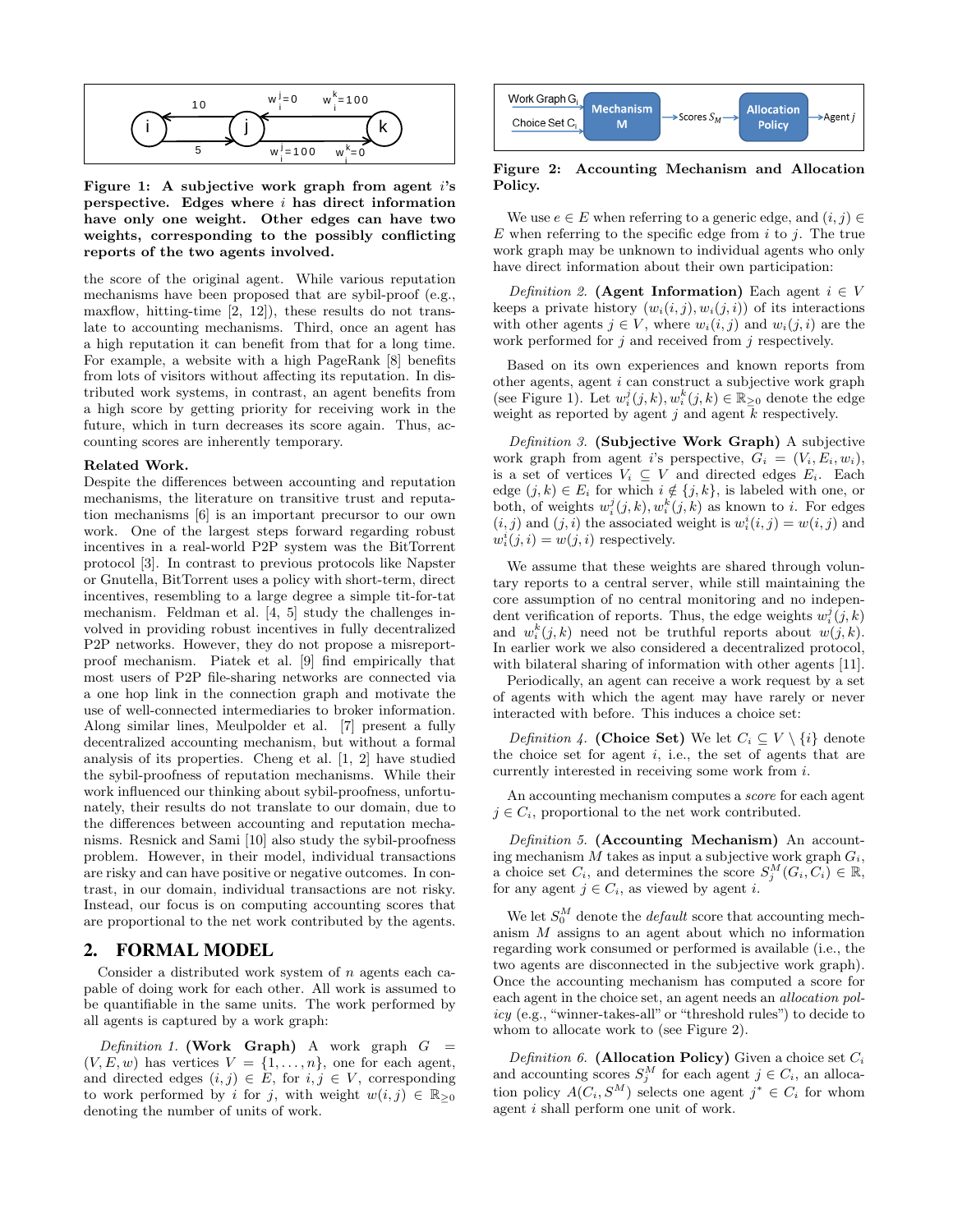Figure 1: A subjective work graph from agent $i$'s perspective. Edges where $i$ has direct information have only one weight. Other edges can have two weights, corresponding to the possibly conflicting reports of the two agents involved.

the score of the original agent. While various reputation mechanisms have been proposed that are sybil-proof (e.g., maxflow, hitting-time [2, 12]), these results do not translate to accounting mechanisms. Third, once an agent has a high reputation it can benefit from that for a long time. For example, a website with a high PageRank [8] benefits from lots of visitors without affecting its reputation. In distributed work systems, in contrast, an agent benefits from a high score by getting priority for receiving work in the future, which in turn decreases its score again. Thus, accounting scores are inherently temporary.

**Related Work.**
Despite the differences between accounting and reputation mechanisms, the literature on transitive trust and reputation mechanisms [6] is an important precursor to our own work. One of the largest steps forward regarding robust incentives in a real-world P2P system was the BitTorrent protocol [3]. In contrast to previous protocols like Napster or Gnutella, BitTorrent uses a policy with short-term, direct incentives, resembling to a large degree a simple tit-for-tat mechanism. Feldman et al. [4, 5] study the challenges involved in providing robust incentives in fully decentralized P2P networks. However, they do not propose a misreport-proof mechanism. Piatek et al. [9] find empirically that most users of P2P file-sharing networks are connected via a one hop link in the connection graph and motivate the use of well-connected intermediaries to broker information. Along similar lines, Meulpolder et al. [7] present a fully decentralized accounting mechanism, but without a formal analysis of its properties. Cheng et al. [1, 2] have studied the sybil-proofness of reputation mechanisms. While their work influenced our thinking about sybil-proofness, unfortunately, their results do not translate to our domain, due to the differences between accounting and reputation mechanisms. Resnick and Sami [10] also study the sybil-proofness problem. However, in their model, individual transactions are risky and can have positive or negative outcomes. In contrast, in our domain, individual transactions are not risky. Instead, our focus is on computing accounting scores that are proportional to the net work contributed by the agents.

## 2. FORMAL MODEL

Consider a distributed work system of $n$ agents each capable of doing work for each other. All work is assumed to be quantifiable in the same units. The work performed by all agents is captured by a work graph:

*Definition 1.* **(Work Graph)** A work graph $G = (V, E, w)$ has vertices $V = \{1, \ldots, n\}$, one for each agent, and directed edges $(i, j) \in E$, for $i, j \in V$, corresponding to work performed by $i$ for $j$, with weight $w(i, j) \in \mathbb{R}_{\geq 0}$ denoting the number of units of work.

Figure 2: Accounting Mechanism and Allocation Policy.

We use $e \in E$ when referring to a generic edge, and $(i, j) \in E$ when referring to the specific edge from $i$ to $j$. The true work graph may be unknown to individual agents who only have direct information about their own participation:

*Definition 2.* **(Agent Information)** Each agent $i \in V$ keeps a private history $(w_i(i, j), w_i(j, i))$ of its interactions with other agents $j \in V$, where $w_i(i, j)$ and $w_i(j, i)$ are the work performed for $j$ and received from $j$ respectively.

Based on its own experiences and known reports from other agents, agent $i$ can construct a subjective work graph (see Figure 1). Let $w_i^j(j, k), w_i^k(j, k) \in \mathbb{R}_{\geq 0}$ denote the edge weight as reported by agent $j$ and agent $k$ respectively.

*Definition 3.* **(Subjective Work Graph)** A subjective work graph from agent $i$'s perspective, $G_i = (V_i, E_i, w_i)$, is a set of vertices $V_i \subseteq V$ and directed edges $E_i$. Each edge $(j, k) \in E_i$ for which $i \notin \{j, k\}$, is labeled with one, or both, of weights $w_i^j(j, k), w_i^k(j, k)$ as known to $i$. For edges $(i, j)$ and $(j, i)$ the associated weight is $w_i^i(i, j) = w(i, j)$ and $w_i^i(j, i) = w(j, i)$ respectively.

We assume that these weights are shared through voluntary reports to a central server, while still maintaining the core assumption of no central monitoring and no independent verification of reports. Thus, the edge weights $w_i^j(j, k)$ and $w_i^k(j, k)$ need not be truthful reports about $w(j, k)$. In earlier work we also considered a decentralized protocol, with bilateral sharing of information with other agents [11].

Periodically, an agent can receive a work request by a set of agents with which the agent may have rarely or never interacted with before. This induces a choice set:

*Definition 4.* **(Choice Set)** We let $C_i \subseteq V \setminus \{i\}$ denote the choice set for agent $i$, i.e., the set of agents that are currently interested in receiving some work from $i$.

An accounting mechanism computes a *score* for each agent $j \in C_i$, proportional to the net work contributed.

*Definition 5.* **(Accounting Mechanism)** An accounting mechanism $M$ takes as input a subjective work graph $G_i$, a choice set $C_i$, and determines the score $S_j^M(G_i, C_i) \in \mathbb{R}$, for any agent $j \in C_i$, as viewed by agent $i$.

We let $S_0^M$ denote the *default* score that accounting mechanism $M$ assigns to an agent about which no information regarding work consumed or performed is available (i.e., the two agents are disconnected in the subjective work graph). Once the accounting mechanism has computed a score for each agent in the choice set, an agent needs an *allocation policy* (e.g., "winner-takes-all" or "threshold rules") to decide to whom to allocate work to (see Figure 2).

*Definition 6.* **(Allocation Policy)** Given a choice set $C_i$ and accounting scores $S_j^M$ for each agent $j \in C_i$, an allocation policy $A(C_i, S^M)$ selects one agent $j^* \in C_i$ for whom agent $i$ shall perform one unit of work.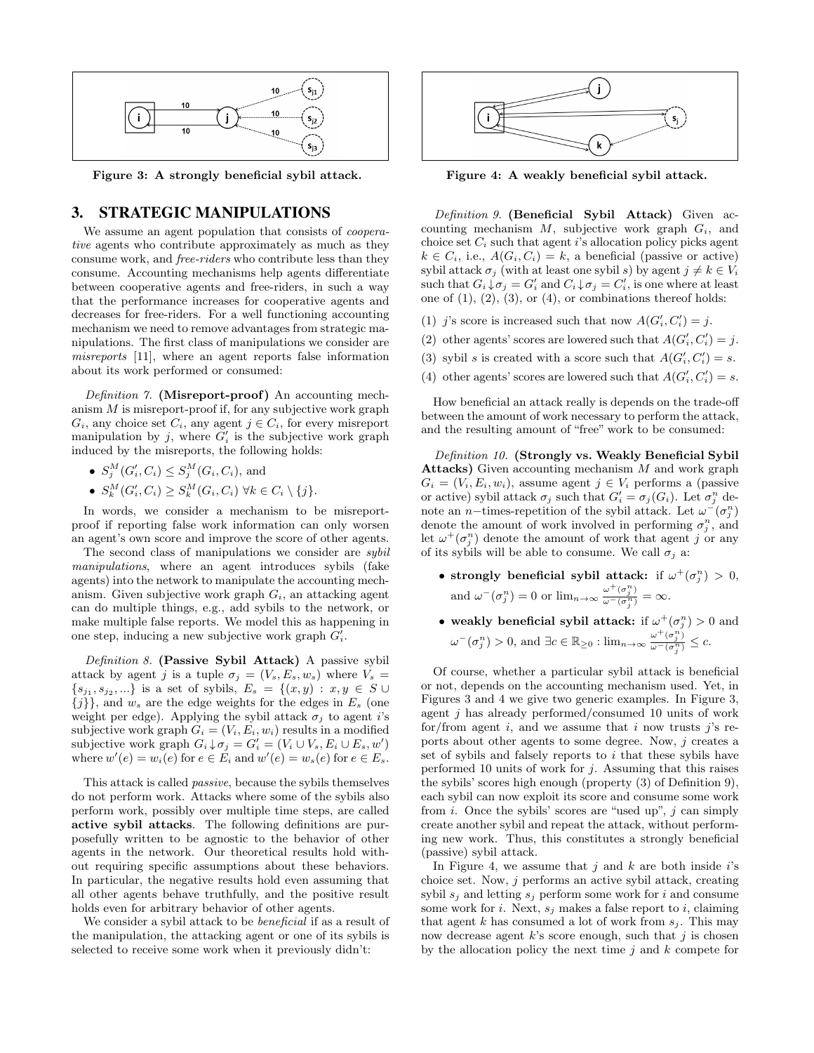Figure 3: A strongly beneficial sybil attack.

Figure 4: A weakly beneficial sybil attack.

## 3. STRATEGIC MANIPULATIONS

We assume an agent population that consists of *cooperative* agents who contribute approximately as much as they consume work, and *free-riders* who contribute less than they consume. Accounting mechanisms help agents differentiate between cooperative agents and free-riders, in such a way that the performance increases for cooperative agents and decreases for free-riders. For a well functioning accounting mechanism we need to remove advantages from strategic manipulations. The first class of manipulations we consider are *misreports* [11], where an agent reports false information about its work performed or consumed:

*Definition 7.* **(Misreport-proof)** An accounting mechanism $M$ is misreport-proof if, for any subjective work graph $G_i$, any choice set $C_i$, any agent $j \in C_i$, for every misreport manipulation by $j$, where $G_i'$ is the subjective work graph induced by the misreports, the following holds:

- $S_j^M(G_i', C_i) \leq S_j^M(G_i, C_i)$, and
- $S_k^M(G_i', C_i) \geq S_k^M(G_i, C_i)\ \forall k \in C_i \setminus \{j\}$.

In words, we consider a mechanism to be misreport-proof if reporting false work information can only worsen an agent's own score and improve the score of other agents.

The second class of manipulations we consider are *sybil manipulations*, where an agent introduces sybils (fake agents) into the network to manipulate the accounting mechanism. Given subjective work graph $G_i$, an attacking agent can do multiple things, e.g., add sybils to the network, or make multiple false reports. We model this as happening in one step, inducing a new subjective work graph $G_i'$.

*Definition 8.* **(Passive Sybil Attack)** A passive sybil attack by agent $j$ is a tuple $\sigma_j = (V_s, E_s, w_s)$ where $V_s = \{s_{j_1}, s_{j_2}, ...\}$ is a set of sybils, $E_s = \{(x, y) : x, y \in S \cup \{j\}\}$, and $w_s$ are the edge weights for the edges in $E_s$ (one weight per edge). Applying the sybil attack $\sigma_j$ to agent $i$'s subjective work graph $G_i = (V_i, E_i, w_i)$ results in a modified subjective work graph $G_i \downarrow \sigma_j = G_i' = (V_i \cup V_s, E_i \cup E_s, w')$ where $w'(e) = w_i(e)$ for $e \in E_i$ and $w'(e) = w_s(e)$ for $e \in E_s$.

This attack is called *passive*, because the sybils themselves do not perform work. Attacks where some of the sybils also perform work, possibly over multiple time steps, are called **active sybil attacks**. The following definitions are purposefully written to be agnostic to the behavior of other agents in the network. Our theoretical results hold without requiring specific assumptions about these behaviors. In particular, the negative results hold even assuming that all other agents behave truthfully, and the positive result holds even for arbitrary behavior of other agents.

We consider a sybil attack to be *beneficial* if as a result of the manipulation, the attacking agent or one of its sybils is selected to receive some work when it previously didn't:

*Definition 9.* **(Beneficial Sybil Attack)** Given accounting mechanism $M$, subjective work graph $G_i$, and choice set $C_i$ such that agent $i$'s allocation policy picks agent $k \in C_i$, i.e., $A(G_i, C_i) = k$, a beneficial (passive or active) sybil attack $\sigma_j$ (with at least one sybil $s$) by agent $j \neq k \in V_i$ such that $G_i \downarrow \sigma_j = G_i'$ and $C_i \downarrow \sigma_j = C_i'$, is one where at least one of (1), (2), (3), or (4), or combinations thereof holds:

(1) $j$'s score is increased such that now $A(G_i', C_i') = j$.

(2) other agents' scores are lowered such that $A(G_i', C_i') = j$.

(3) sybil $s$ is created with a score such that $A(G_i', C_i') = s$.

(4) other agents' scores are lowered such that $A(G_i', C_i') = s$.

How beneficial an attack really is depends on the trade-off between the amount of work necessary to perform the attack, and the resulting amount of "free" work to be consumed:

*Definition 10.* **(Strongly vs. Weakly Beneficial Sybil Attacks)** Given accounting mechanism $M$ and work graph $G_i = (V_i, E_i, w_i)$, assume agent $j \in V_i$ performs a (passive or active) sybil attack $\sigma_j$ such that $G_i' = \sigma_j(G_i)$. Let $\sigma_j^n$ denote an $n-$times-repetition of the sybil attack. Let $\omega^-(\sigma_j^n)$ denote the amount of work involved in performing $\sigma_j^n$, and let $\omega^+(\sigma_j^n)$ denote the amount of work that agent $j$ or any of its sybils will be able to consume. We call $\sigma_j$ a:

- **strongly beneficial sybil attack:** if $\omega^+(\sigma_j^n) > 0$, and $\omega^-(\sigma_j^n) = 0$ or $\lim_{n\to\infty} \frac{\omega^+(\sigma_j^n)}{\omega^-(\sigma_j^n)} = \infty$.
- **weakly beneficial sybil attack:** if $\omega^+(\sigma_j^n) > 0$ and $\omega^-(\sigma_j^n) > 0$, and $\exists c \in \mathbb{R}_{\geq 0} : \lim_{n\to\infty} \frac{\omega^+(\sigma_j^n)}{\omega^-(\sigma_j^n)} \leq c$.

Of course, whether a particular sybil attack is beneficial or not, depends on the accounting mechanism used. Yet, in Figures 3 and 4 we give two generic examples. In Figure 3, agent $j$ has already performed/consumed 10 units of work for/from agent $i$, and we assume that $i$ now trusts $j$'s reports about other agents to some degree. Now, $j$ creates a set of sybils and falsely reports to $i$ that these sybils have performed 10 units of work for $j$. Assuming that this raises the sybils' scores high enough (property (3) of Definition 9), each sybil can now exploit its score and consume some work from $i$. Once the sybils' scores are "used up", $j$ can simply create another sybil and repeat the attack, without performing new work. Thus, this constitutes a strongly beneficial (passive) sybil attack.

In Figure 4, we assume that $j$ and $k$ are both inside $i$'s choice set. Now, $j$ performs an active sybil attack, creating sybil $s_j$ and letting $s_j$ perform some work for $i$ and consume some work for $i$. Next, $s_j$ makes a false report to $i$, claiming that agent $k$ has consumed a lot of work from $s_j$. This may now decrease agent $k$'s score enough, such that $j$ is chosen by the allocation policy the next time $j$ and $k$ compete for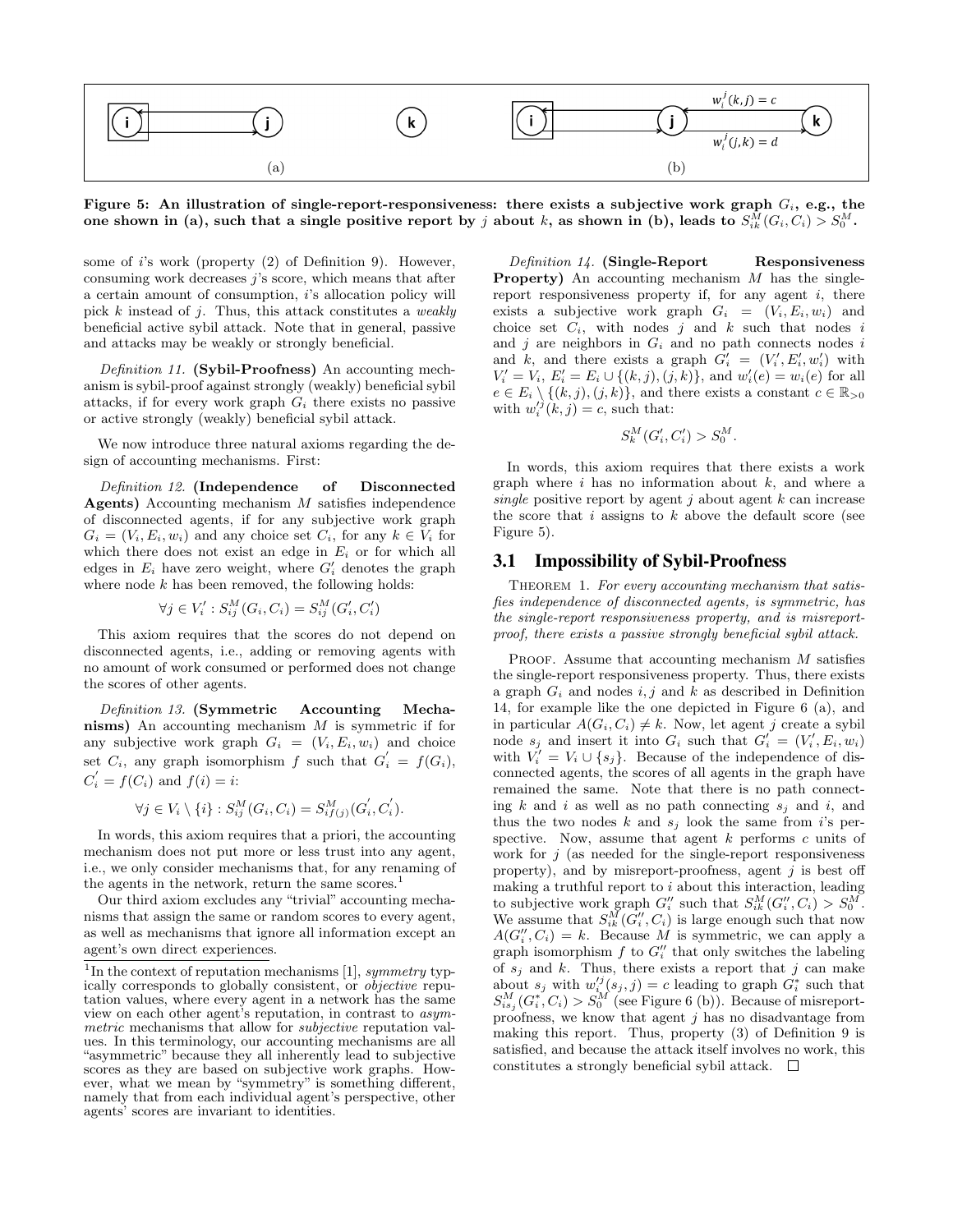Figure 5: An illustration of single-report-responsiveness: there exists a subjective work graph $G_i$, e.g., the one shown in (a), such that a single positive report by $j$ about $k$, as shown in (b), leads to $S^M_{ik}(G_i, C_i) > S^M_0$.

some of $i$'s work (property (2) of Definition 9). However, consuming work decreases $j$'s score, which means that after a certain amount of consumption, $i$'s allocation policy will pick $k$ instead of $j$. Thus, this attack constitutes a *weakly* beneficial active sybil attack. Note that in general, passive and attacks may be weakly or strongly beneficial.

*Definition 11.* **(Sybil-Proofness)** An accounting mechanism is sybil-proof against strongly (weakly) beneficial sybil attacks, if for every work graph $G_i$ there exists no passive or active strongly (weakly) beneficial sybil attack.

We now introduce three natural axioms regarding the design of accounting mechanisms. First:

*Definition 12.* **(Independence of Disconnected Agents)** Accounting mechanism $M$ satisfies independence of disconnected agents, if for any subjective work graph $G_i = (V_i, E_i, w_i)$ and any choice set $C_i$, for any $k \in V_i$ for which there does not exist an edge in $E_i$ or for which all edges in $E_i$ have zero weight, where $G'_i$ denotes the graph where node $k$ has been removed, the following holds:

$$\forall j \in V'_i : S^M_{ij}(G_i, C_i) = S^M_{ij}(G'_i, C'_i)$$

This axiom requires that the scores do not depend on disconnected agents, i.e., adding or removing agents with no amount of work consumed or performed does not change the scores of other agents.

*Definition 13.* **(Symmetric Accounting Mechanisms)** An accounting mechanism $M$ is symmetric if for any subjective work graph $G_i = (V_i, E_i, w_i)$ and choice set $C_i$, any graph isomorphism $f$ such that $G'_i = f(G_i)$, $C'_i = f(C_i)$ and $f(i) = i$:

$$\forall j \in V_i \setminus \{i\} : S^M_{ij}(G_i, C_i) = S^M_{if(j)}(G'_i, C'_i).$$

In words, this axiom requires that a priori, the accounting mechanism does not put more or less trust into any agent, i.e., we only consider mechanisms that, for any renaming of the agents in the network, return the same scores.[1]

Our third axiom excludes any "trivial" accounting mechanisms that assign the same or random scores to every agent, as well as mechanisms that ignore all information except an agent's own direct experiences.

[1] In the context of reputation mechanisms [1], *symmetry* typically corresponds to globally consistent, or *objective* reputation values, where every agent in a network has the same view on each other agent's reputation, in contrast to *asymmetric* mechanisms that allow for *subjective* reputation values. In this terminology, our accounting mechanisms are all "asymmetric" because they all inherently lead to subjective scores as they are based on subjective work graphs. However, what we mean by "symmetry" is something different, namely that from each individual agent's perspective, other agents' scores are invariant to identities.

*Definition 14.* **(Single-Report Responsiveness Property)** An accounting mechanism $M$ has the single-report responsiveness property if, for any agent $i$, there exists a subjective work graph $G_i = (V_i, E_i, w_i)$ and choice set $C_i$, with nodes $j$ and $k$ such that nodes $i$ and $j$ are neighbors in $G_i$ and no path connects nodes $i$ and $k$, and there exists a graph $G'_i = (V'_i, E'_i, w'_i)$ with $V'_i = V_i$, $E'_i = E_i \cup \{(k, j), (j, k)\}$, and $w'_i(e) = w_i(e)$ for all $e \in E_i \setminus \{(k, j), (j, k)\}$, and there exists a constant $c \in \mathbb{R}_{>0}$ with $w'^j_i(k, j) = c$, such that:

$$S^M_k(G'_i, C'_i) > S^M_0.$$

In words, this axiom requires that there exists a work graph where $i$ has no information about $k$, and where a *single* positive report by agent $j$ about agent $k$ can increase the score that $i$ assigns to $k$ above the default score (see Figure 5).

## 3.1 Impossibility of Sybil-Proofness

Theorem 1. *For every accounting mechanism that satisfies independence of disconnected agents, is symmetric, has the single-report responsiveness property, and is misreport-proof, there exists a passive strongly beneficial sybil attack.*

Proof. Assume that accounting mechanism $M$ satisfies the single-report responsiveness property. Thus, there exists a graph $G_i$ and nodes $i, j$ and $k$ as described in Definition 14, for example like the one depicted in Figure 6 (a), and in particular $A(G_i, C_i) \neq k$. Now, let agent $j$ create a sybil node $s_j$ and insert it into $G_i$ such that $G'_i = (V'_i, E_i, w_i)$ with $V'_i = V_i \cup \{s_j\}$. Because of the independence of disconnected agents, the scores of all agents in the graph have remained the same. Note that there is no path connecting $k$ and $i$ as well as no path connecting $s_j$ and $i$, and thus the two nodes $k$ and $s_j$ look the same from $i$'s perspective. Now, assume that agent $k$ performs $c$ units of work for $j$ (as needed for the single-report responsiveness property), and by misreport-proofness, agent $j$ is best off making a truthful report to $i$ about this interaction, leading to subjective work graph $G''_i$ such that $S^M_{ik}(G''_i, C_i) > S^M_0$. We assume that $S^M_{ik}(G''_i, C_i)$ is large enough such that now $A(G''_i, C_i) = k$. Because $M$ is symmetric, we can apply a graph isomorphism $f$ to $G''_i$ that only switches the labeling of $s_j$ and $k$. Thus, there exists a report that $j$ can make about $s_j$ with $w'^j_i(s_j, j) = c$ leading to graph $G^*_i$ such that $S^M_{is_j}(G^*_i, C_i) > S^M_0$ (see Figure 6 (b)). Because of misreport-proofness, we know that agent $j$ has no disadvantage from making this report. Thus, property (3) of Definition 9 is satisfied, and because the attack itself involves no work, this constitutes a strongly beneficial sybil attack. □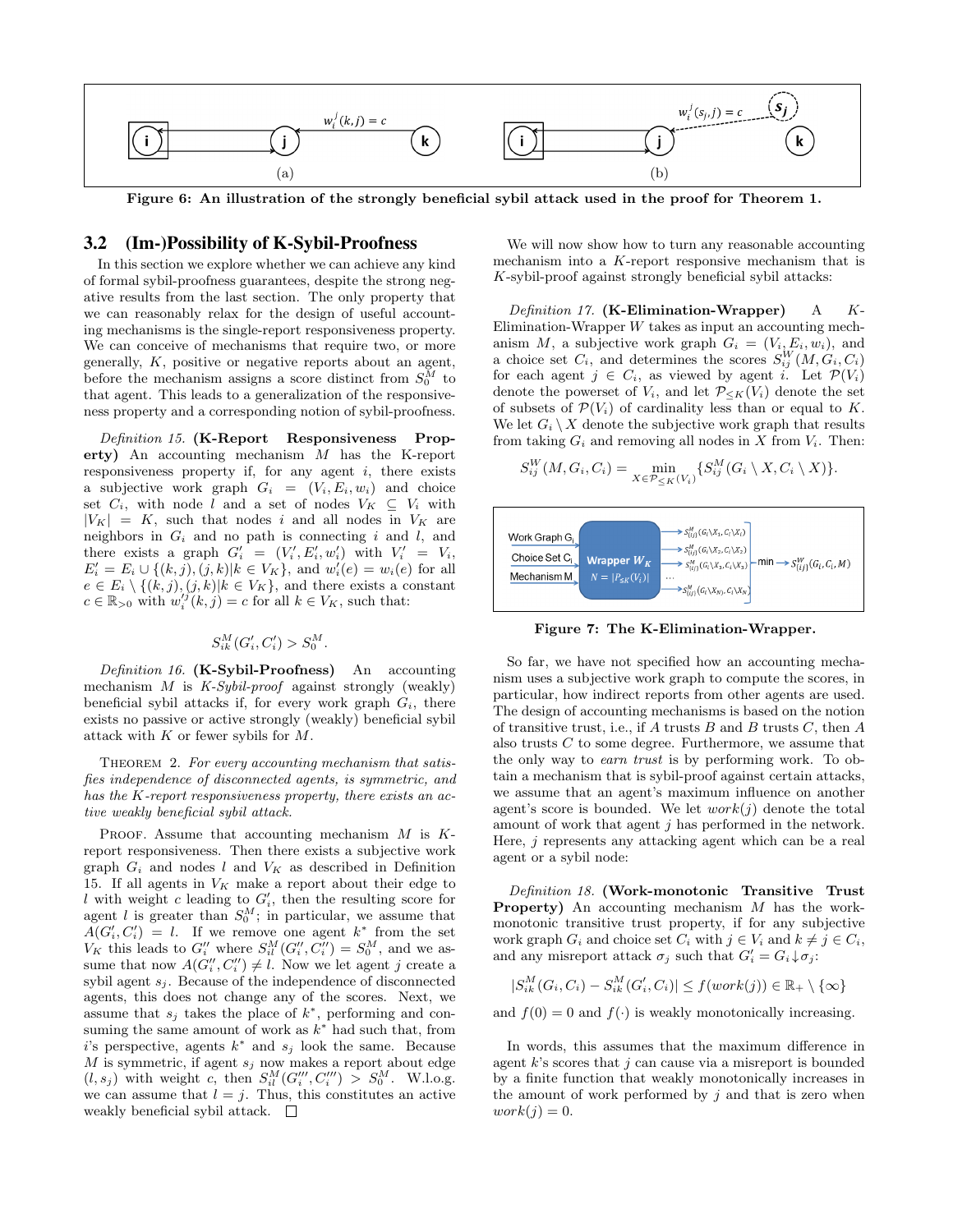Figure 6: An illustration of the strongly beneficial sybil attack used in the proof for Theorem 1.

## 3.2 (Im-)Possibility of K-Sybil-Proofness

In this section we explore whether we can achieve any kind of formal sybil-proofness guarantees, despite the strong negative results from the last section. The only property that we can reasonably relax for the design of useful accounting mechanisms is the single-report responsiveness property. We can conceive of mechanisms that require two, or more generally, $K$, positive or negative reports about an agent, before the mechanism assigns a score distinct from $S_0^M$ to that agent. This leads to a generalization of the responsiveness property and a corresponding notion of sybil-proofness.

*Definition 15.* **(K-Report Responsiveness Property)** An accounting mechanism $M$ has the K-report responsiveness property if, for any agent $i$, there exists a subjective work graph $G_i = (V_i, E_i, w_i)$ and choice set $C_i$, with node $l$ and a set of nodes $V_K \subseteq V_i$ with $|V_K| = K$, such that nodes $i$ and all nodes in $V_K$ are neighbors in $G_i$ and no path is connecting $i$ and $l$, and there exists a graph $G'_i = (V'_i, E'_i, w'_i)$ with $V'_i = V_i$, $E'_i = E_i \cup \{(k,j),(j,k)|k \in V_K\}$, and $w'_i(e) = w_i(e)$ for all $e \in E_i \setminus \{(k,j),(j,k)|k \in V_K\}$, and there exists a constant $c \in \mathbb{R}_{>0}$ with $w_i'^{j}(k,j) = c$ for all $k \in V_K$, such that:

$$S_{ik}^M(G'_i, C'_i) > S_0^M.$$

*Definition 16.* **(K-Sybil-Proofness)** An accounting mechanism $M$ is *K-Sybil-proof* against strongly (weakly) beneficial sybil attacks if, for every work graph $G_i$, there exists no passive or active strongly (weakly) beneficial sybil attack with $K$ or fewer sybils for $M$.

THEOREM 2. *For every accounting mechanism that satisfies independence of disconnected agents, is symmetric, and has the K-report responsiveness property, there exists an active weakly beneficial sybil attack.*

PROOF. Assume that accounting mechanism $M$ is $K$-report responsiveness. Then there exists a subjective work graph $G_i$ and nodes $l$ and $V_K$ as described in Definition 15. If all agents in $V_K$ make a report about their edge to $l$ with weight $c$ leading to $G'_i$, then the resulting score for agent $l$ is greater than $S_0^M$; in particular, we assume that $A(G'_i, C'_i) = l$. If we remove one agent $k^*$ from the set $V_K$ this leads to $G''_i$ where $S_{il}^M(G''_i, C''_i) = S_0^M$, and we assume that now $A(G''_i, C''_i) \neq l$. Now we let agent $j$ create a sybil agent $s_j$. Because of the independence of disconnected agents, this does not change any of the scores. Next, we assume that $s_j$ takes the place of $k^*$, performing and consuming the same amount of work as $k^*$ had such that, from $i$'s perspective, agents $k^*$ and $s_j$ look the same. Because $M$ is symmetric, if agent $s_j$ now makes a report about edge $(l, s_j)$ with weight $c$, then $S_{il}^M(G'''_i, C'''_i) > S_0^M$. W.l.o.g. we can assume that $l = j$. Thus, this constitutes an active weakly beneficial sybil attack. □

We will now show how to turn any reasonable accounting mechanism into a $K$-report responsive mechanism that is $K$-sybil-proof against strongly beneficial sybil attacks:

*Definition 17.* **(K-Elimination-Wrapper)** A $K$-Elimination-Wrapper $W$ takes as input an accounting mechanism $M$, a subjective work graph $G_i = (V_i, E_i, w_i)$, and choice set $C_i$, and determines the scores $S_{ij}^W(M, G_i, C_i)$ for each agent $j \in C_i$, as viewed by agent $i$. Let $\mathcal{P}(V_i)$ denote the powerset of $V_i$, and let $\mathcal{P}_{\leq K}(V_i)$ denote the set of subsets of $\mathcal{P}(V_i)$ of cardinality less than or equal to $K$. We let $G_i \setminus X$ denote the subjective work graph that results from taking $G_i$ and removing all nodes in $X$ from $V_i$. Then:

$$S_{ij}^W(M, G_i, C_i) = \min_{X \in \mathcal{P}_{\leq K}(V_i)} \{S_{ij}^M(G_i \setminus X, C_i \setminus X)\}.$$

Figure 7: The K-Elimination-Wrapper.

So far, we have not specified how an accounting mechanism uses a subjective work graph to compute the scores, in particular, how indirect reports from other agents are used. The design of accounting mechanisms is based on the notion of transitive trust, i.e., if $A$ trusts $B$ and $B$ trusts $C$, then $A$ also trusts $C$ to some degree. Furthermore, we assume that the only way to *earn trust* is by performing work. To obtain a mechanism that is sybil-proof against certain attacks, we assume that an agent's maximum influence on another agent's score is bounded. We let $work(j)$ denote the total amount of work that agent $j$ has performed in the network. Here, $j$ represents any attacking agent which can be a real agent or a sybil node:

*Definition 18.* **(Work-monotonic Transitive Trust Property)** An accounting mechanism $M$ has the work-monotonic transitive trust property, if for any subjective work graph $G_i$ and choice set $C_i$ with $j \in V_i$ and $k \neq j \in C_i$, and any misreport attack $\sigma_j$ such that $G'_i = G_i \downarrow \sigma_j$:

$$|S_{ik}^M(G_i, C_i) - S_{ik}^M(G'_i, C_i)| \leq f(work(j)) \in \mathbb{R}_+ \setminus \{\infty\}$$

and $f(0) = 0$ and $f(\cdot)$ is weakly monotonically increasing.

In words, this assumes that the maximum difference in agent $k$'s scores that $j$ can cause via a misreport is bounded by a finite function that weakly monotonically increases in the amount of work performed by $j$ and that is zero when $work(j) = 0$.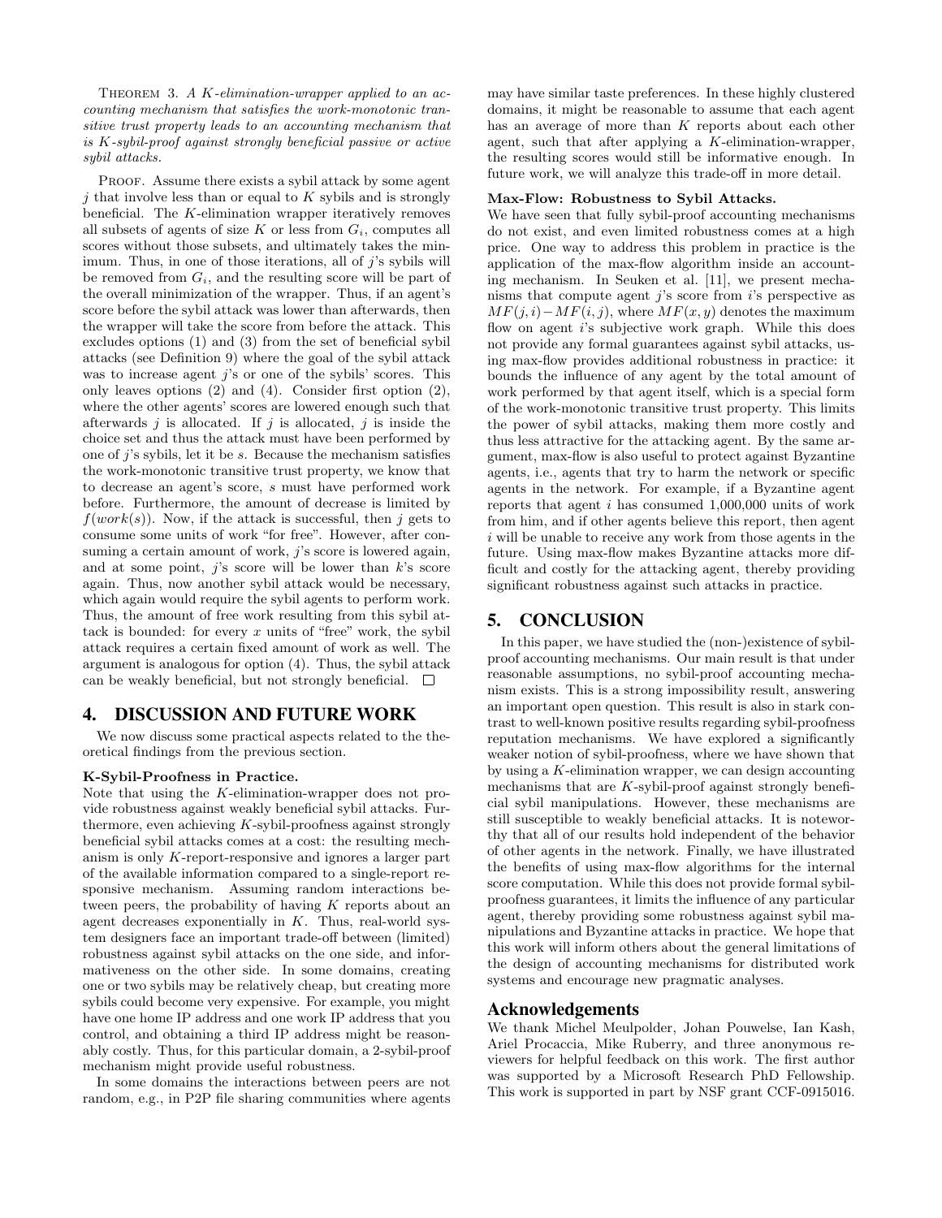THEOREM 3. *A $K$-elimination-wrapper applied to an accounting mechanism that satisfies the work-monotonic transitive trust property leads to an accounting mechanism that is $K$-sybil-proof against strongly beneficial passive or active sybil attacks.*

PROOF. Assume there exists a sybil attack by some agent $j$ that involve less than or equal to $K$ sybils and is strongly beneficial. The $K$-elimination wrapper iteratively removes all subsets of agents of size $K$ or less from $G_i$, computes all scores without those subsets, and ultimately takes the minimum. Thus, in one of those iterations, all of $j$'s sybils will be removed from $G_i$, and the resulting score will be part of the overall minimization of the wrapper. Thus, if an agent's score before the sybil attack was lower than afterwards, then the wrapper will take the score from before the attack. This excludes options (1) and (3) from the set of beneficial sybil attacks (see Definition 9) where the goal of the sybil attack was to increase agent $j$'s or one of the sybils' scores. This only leaves options (2) and (4). Consider first option (2), where the other agents' scores are lowered enough such that afterwards $j$ is allocated. If $j$ is allocated, $j$ is inside the choice set and thus the attack must have been performed by one of $j$'s sybils, let it be $s$. Because the mechanism satisfies the work-monotonic transitive trust property, we know that to decrease an agent's score, $s$ must have performed work before. Furthermore, the amount of decrease is limited by $f(work(s))$. Now, if the attack is successful, then $j$ gets to consume some units of work "for free". However, after consuming a certain amount of work, $j$'s score is lowered again, and at some point, $j$'s score will be lower than $k$'s score again. Thus, now another sybil attack would be necessary, which again would require the sybil agents to perform work. Thus, the amount of free work resulting from this sybil attack is bounded: for every $x$ units of "free" work, the sybil attack requires a certain fixed amount of work as well. The argument is analogous for option (4). Thus, the sybil attack can be weakly beneficial, but not strongly beneficial. □

## 4. DISCUSSION AND FUTURE WORK

We now discuss some practical aspects related to the theoretical findings from the previous section.

**K-Sybil-Proofness in Practice.**

Note that using the $K$-elimination-wrapper does not provide robustness against weakly beneficial sybil attacks. Furthermore, even achieving $K$-sybil-proofness against strongly beneficial sybil attacks comes at a cost: the resulting mechanism is only $K$-report-responsive and ignores a larger part of the available information compared to a single-report responsive mechanism. Assuming random interactions between peers, the probability of having $K$ reports about an agent decreases exponentially in $K$. Thus, real-world system designers face an important trade-off between (limited) robustness against sybil attacks on the one side, and informativeness on the other side. In some domains, creating one or two sybils may be relatively cheap, but creating more sybils could become very expensive. For example, you might have one home IP address and one work IP address that you control, and obtaining a third IP address might be reasonably costly. Thus, for this particular domain, a 2-sybil-proof mechanism might provide useful robustness.

In some domains the interactions between peers are not random, e.g., in P2P file sharing communities where agents may have similar taste preferences. In these highly clustered domains, it might be reasonable to assume that each agent has an average of more than $K$ reports about each other agent, such that after applying a $K$-elimination-wrapper, the resulting scores would still be informative enough. In future work, we will analyze this trade-off in more detail.

**Max-Flow: Robustness to Sybil Attacks.**

We have seen that fully sybil-proof accounting mechanisms do not exist, and even limited robustness comes at a high price. One way to address this problem in practice is the application of the max-flow algorithm inside an accounting mechanism. In Seuken et al. [11], we present mechanisms that compute agent $j$'s score from $i$'s perspective as $MF(j,i) - MF(i,j)$, where $MF(x,y)$ denotes the maximum flow on agent $i$'s subjective work graph. While this does not provide any formal guarantees against sybil attacks, using max-flow provides additional robustness in practice: it bounds the influence of any agent by the total amount of work performed by that agent itself, which is a special form of the work-monotonic transitive trust property. This limits the power of sybil attacks, making them more costly and thus less attractive for the attacking agent. By the same argument, max-flow is also useful to protect against Byzantine agents, i.e., agents that try to harm the network or specific agents in the network. For example, if a Byzantine agent reports that agent $i$ has consumed 1,000,000 units of work from him, and if other agents believe this report, then agent $i$ will be unable to receive any work from those agents in the future. Using max-flow makes Byzantine attacks more difficult and costly for the attacking agent, thereby providing significant robustness against such attacks in practice.

## 5. CONCLUSION

In this paper, we have studied the (non-)existence of sybil-proof accounting mechanisms. Our main result is that under reasonable assumptions, no sybil-proof accounting mechanism exists. This is a strong impossibility result, answering an important open question. This result is also in stark contrast to well-known positive results regarding sybil-proofness reputation mechanisms. We have explored a significantly weaker notion of sybil-proofness, where we have shown that by using a $K$-elimination wrapper, we can design accounting mechanisms that are $K$-sybil-proof against strongly beneficial sybil manipulations. However, these mechanisms are still susceptible to weakly beneficial attacks. It is noteworthy that all of our results hold independent of the behavior of other agents in the network. Finally, we have illustrated the benefits of using max-flow algorithms for the internal score computation. While this does not provide formal sybil-proofness guarantees, it limits the influence of any particular agent, thereby providing some robustness against sybil manipulations and Byzantine attacks in practice. We hope that this work will inform others about the general limitations of the design of accounting mechanisms for distributed work systems and encourage new pragmatic analyses.

### Acknowledgements

We thank Michel Meulpolder, Johan Pouwelse, Ian Kash, Ariel Procaccia, Mike Ruberry, and three anonymous reviewers for helpful feedback on this work. The first author was supported by a Microsoft Research PhD Fellowship. This work is supported in part by NSF grant CCF-0915016.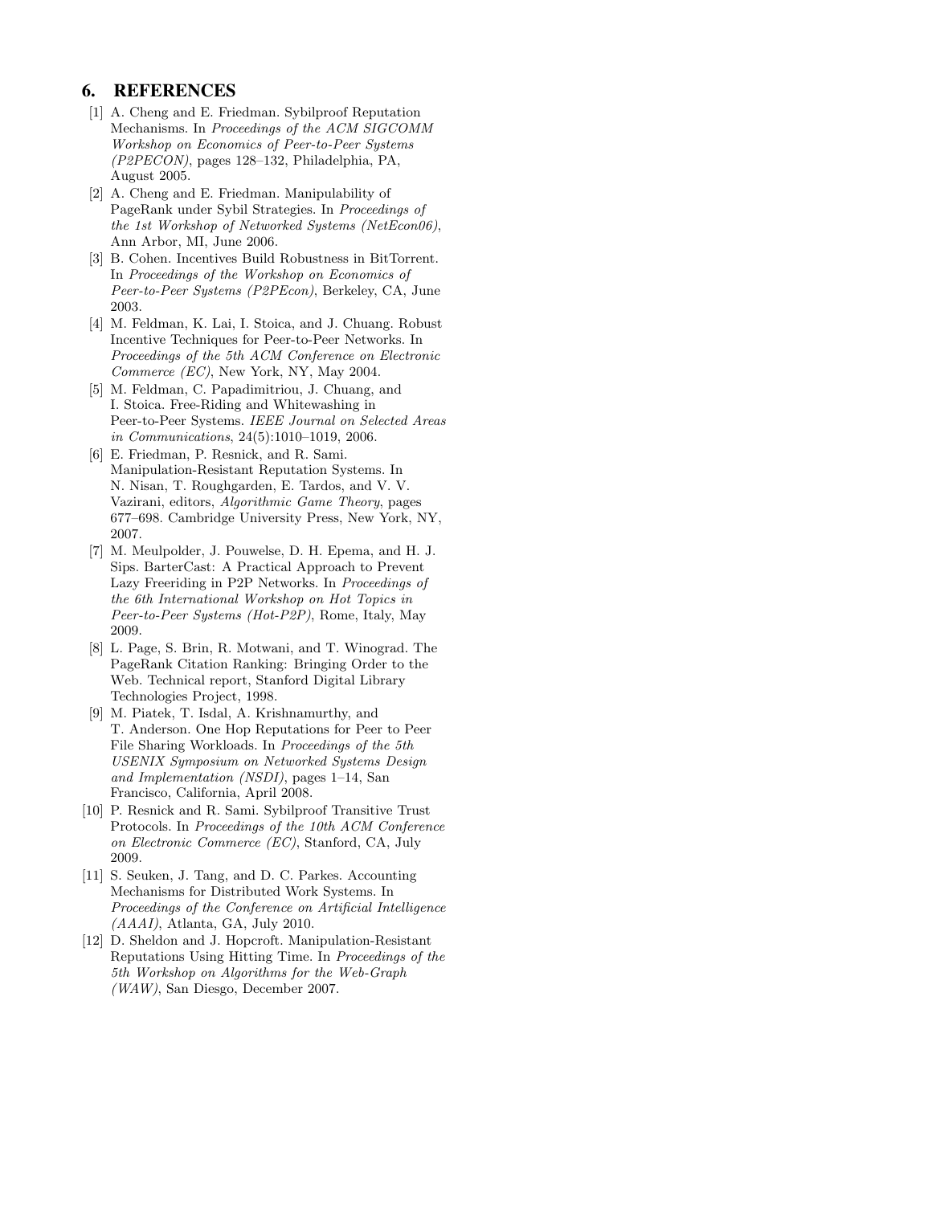## 6. REFERENCES

[1] A. Cheng and E. Friedman. Sybilproof Reputation Mechanisms. In *Proceedings of the ACM SIGCOMM Workshop on Economics of Peer-to-Peer Systems (P2PECON)*, pages 128–132, Philadelphia, PA, August 2005.

[2] A. Cheng and E. Friedman. Manipulability of PageRank under Sybil Strategies. In *Proceedings of the 1st Workshop of Networked Systems (NetEcon06)*, Ann Arbor, MI, June 2006.

[3] B. Cohen. Incentives Build Robustness in BitTorrent. In *Proceedings of the Workshop on Economics of Peer-to-Peer Systems (P2PEcon)*, Berkeley, CA, June 2003.

[4] M. Feldman, K. Lai, I. Stoica, and J. Chuang. Robust Incentive Techniques for Peer-to-Peer Networks. In *Proceedings of the 5th ACM Conference on Electronic Commerce (EC)*, New York, NY, May 2004.

[5] M. Feldman, C. Papadimitriou, J. Chuang, and I. Stoica. Free-Riding and Whitewashing in Peer-to-Peer Systems. *IEEE Journal on Selected Areas in Communications*, 24(5):1010–1019, 2006.

[6] E. Friedman, P. Resnick, and R. Sami. Manipulation-Resistant Reputation Systems. In N. Nisan, T. Roughgarden, E. Tardos, and V. V. Vazirani, editors, *Algorithmic Game Theory*, pages 677–698. Cambridge University Press, New York, NY, 2007.

[7] M. Meulpolder, J. Pouwelse, D. H. Epema, and H. J. Sips. BarterCast: A Practical Approach to Prevent Lazy Freeriding in P2P Networks. In *Proceedings of the 6th International Workshop on Hot Topics in Peer-to-Peer Systems (Hot-P2P)*, Rome, Italy, May 2009.

[8] L. Page, S. Brin, R. Motwani, and T. Winograd. The PageRank Citation Ranking: Bringing Order to the Web. Technical report, Stanford Digital Library Technologies Project, 1998.

[9] M. Piatek, T. Isdal, A. Krishnamurthy, and T. Anderson. One Hop Reputations for Peer to Peer File Sharing Workloads. In *Proceedings of the 5th USENIX Symposium on Networked Systems Design and Implementation (NSDI)*, pages 1–14, San Francisco, California, April 2008.

[10] P. Resnick and R. Sami. Sybilproof Transitive Trust Protocols. In *Proceedings of the 10th ACM Conference on Electronic Commerce (EC)*, Stanford, CA, July 2009.

[11] S. Seuken, J. Tang, and D. C. Parkes. Accounting Mechanisms for Distributed Work Systems. In *Proceedings of the Conference on Artificial Intelligence (AAAI)*, Atlanta, GA, July 2010.

[12] D. Sheldon and J. Hopcroft. Manipulation-Resistant Reputations Using Hitting Time. In *Proceedings of the 5th Workshop on Algorithms for the Web-Graph (WAW)*, San Diego, December 2007.